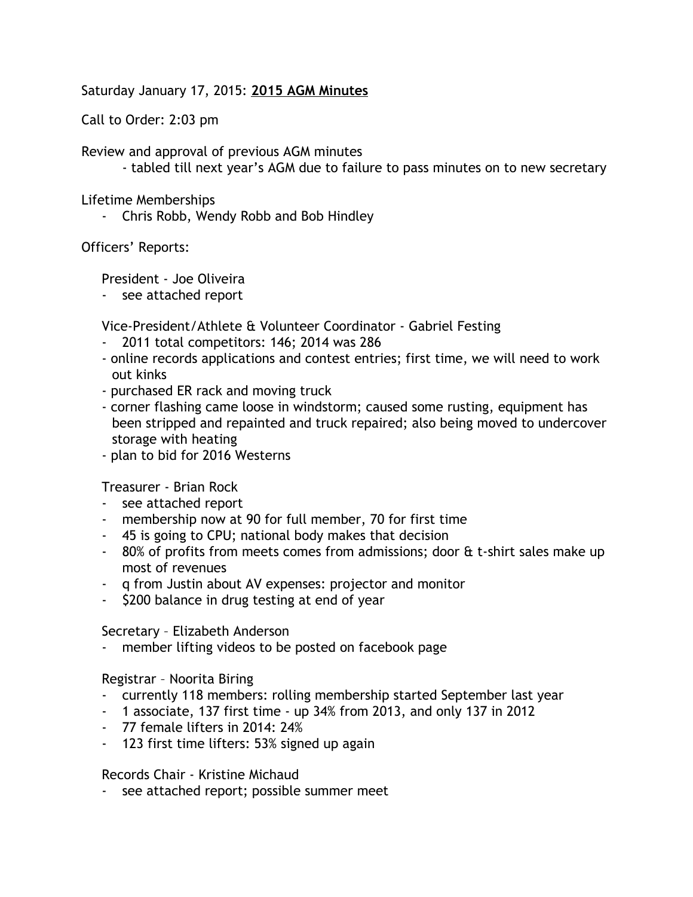Saturday January 17, 2015: **2015 AGM Minutes**

Call to Order: 2:03 pm

Review and approval of previous AGM minutes

- tabled till next year's AGM due to failure to pass minutes on to new secretary

Lifetime Memberships

- Chris Robb, Wendy Robb and Bob Hindley

Officers' Reports:

President - Joe Oliveira

- see attached report

Vice-President/Athlete & Volunteer Coordinator - Gabriel Festing

- 2011 total competitors: 146; 2014 was 286
- online records applications and contest entries; first time, we will need to work out kinks
- purchased ER rack and moving truck
- corner flashing came loose in windstorm; caused some rusting, equipment has been stripped and repainted and truck repaired; also being moved to undercover storage with heating
- plan to bid for 2016 Westerns

Treasurer - Brian Rock

- see attached report
- membership now at 90 for full member, 70 for first time
- 45 is going to CPU; national body makes that decision
- 80% of profits from meets comes from admissions; door & t-shirt sales make up most of revenues
- q from Justin about AV expenses: projector and monitor
- $200 balance in drug testing at end of year

Secretary – Elizabeth Anderson

- member lifting videos to be posted on facebook page

Registrar – Noorita Biring

- currently 118 members: rolling membership started September last year
- 1 associate, 137 first time - up 34% from 2013, and only 137 in 2012
- 77 female lifters in 2014: 24%
- 123 first time lifters: 53% signed up again

Records Chair - Kristine Michaud

- see attached report; possible summer meet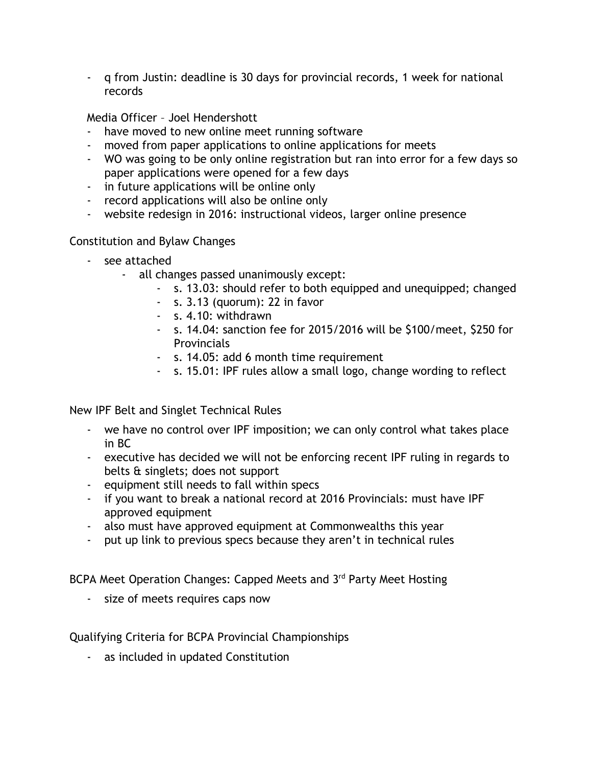- q from Justin: deadline is 30 days for provincial records, 1 week for national records

Media Officer – Joel Hendershott

- have moved to new online meet running software
- moved from paper applications to online applications for meets
- WO was going to be only online registration but ran into error for a few days so paper applications were opened for a few days
- in future applications will be online only
- record applications will also be online only
- website redesign in 2016: instructional videos, larger online presence

Constitution and Bylaw Changes

- see attached
    - all changes passed unanimously except:
        - s. 13.03: should refer to both equipped and unequipped; changed
        - s. 3.13 (quorum): 22 in favor
        - s. 4.10: withdrawn
        - s. 14.04: sanction fee for 2015/2016 will be $100/meet, $250 for Provincials
        - s. 14.05: add 6 month time requirement
        - s. 15.01: IPF rules allow a small logo, change wording to reflect

New IPF Belt and Singlet Technical Rules

- we have no control over IPF imposition; we can only control what takes place in BC
- executive has decided we will not be enforcing recent IPF ruling in regards to belts & singlets; does not support
- equipment still needs to fall within specs
- if you want to break a national record at 2016 Provincials: must have IPF approved equipment
- also must have approved equipment at Commonwealths this year
- put up link to previous specs because they aren't in technical rules

BCPA Meet Operation Changes: Capped Meets and 3rd Party Meet Hosting

- size of meets requires caps now

Qualifying Criteria for BCPA Provincial Championships

- as included in updated Constitution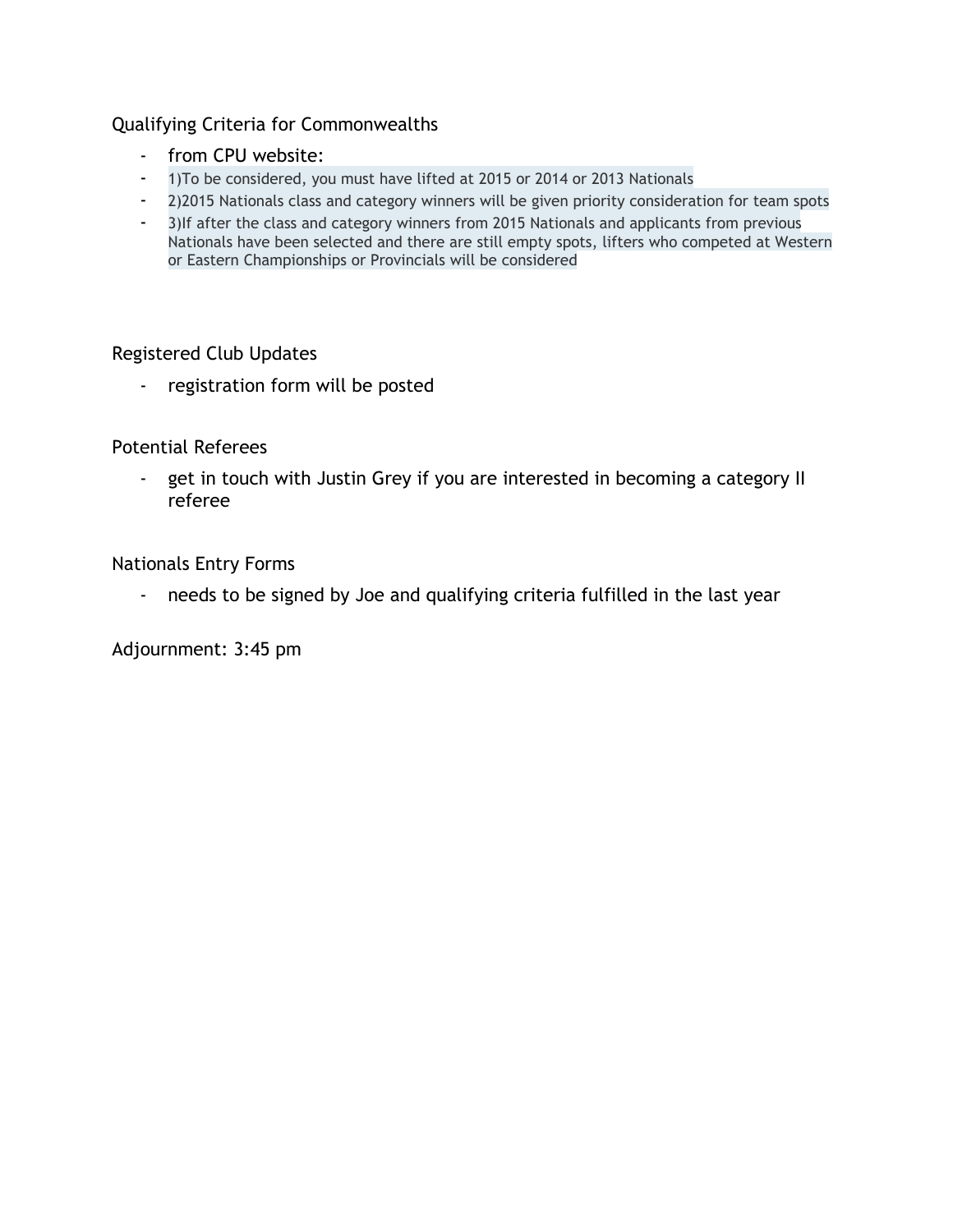## Qualifying Criteria for Commonwealths

- from CPU website:
- 1)To be considered, you must have lifted at 2015 or 2014 or 2013 Nationals
- 2)2015 Nationals class and category winners will be given priority consideration for team spots
- 3)If after the class and category winners from 2015 Nationals and applicants from previous Nationals have been selected and there are still empty spots, lifters who competed at Western or Eastern Championships or Provincials will be considered

## Registered Club Updates

- registration form will be posted

## Potential Referees

- get in touch with Justin Grey if you are interested in becoming a category II referee

## Nationals Entry Forms

- needs to be signed by Joe and qualifying criteria fulfilled in the last year

Adjournment: 3:45 pm